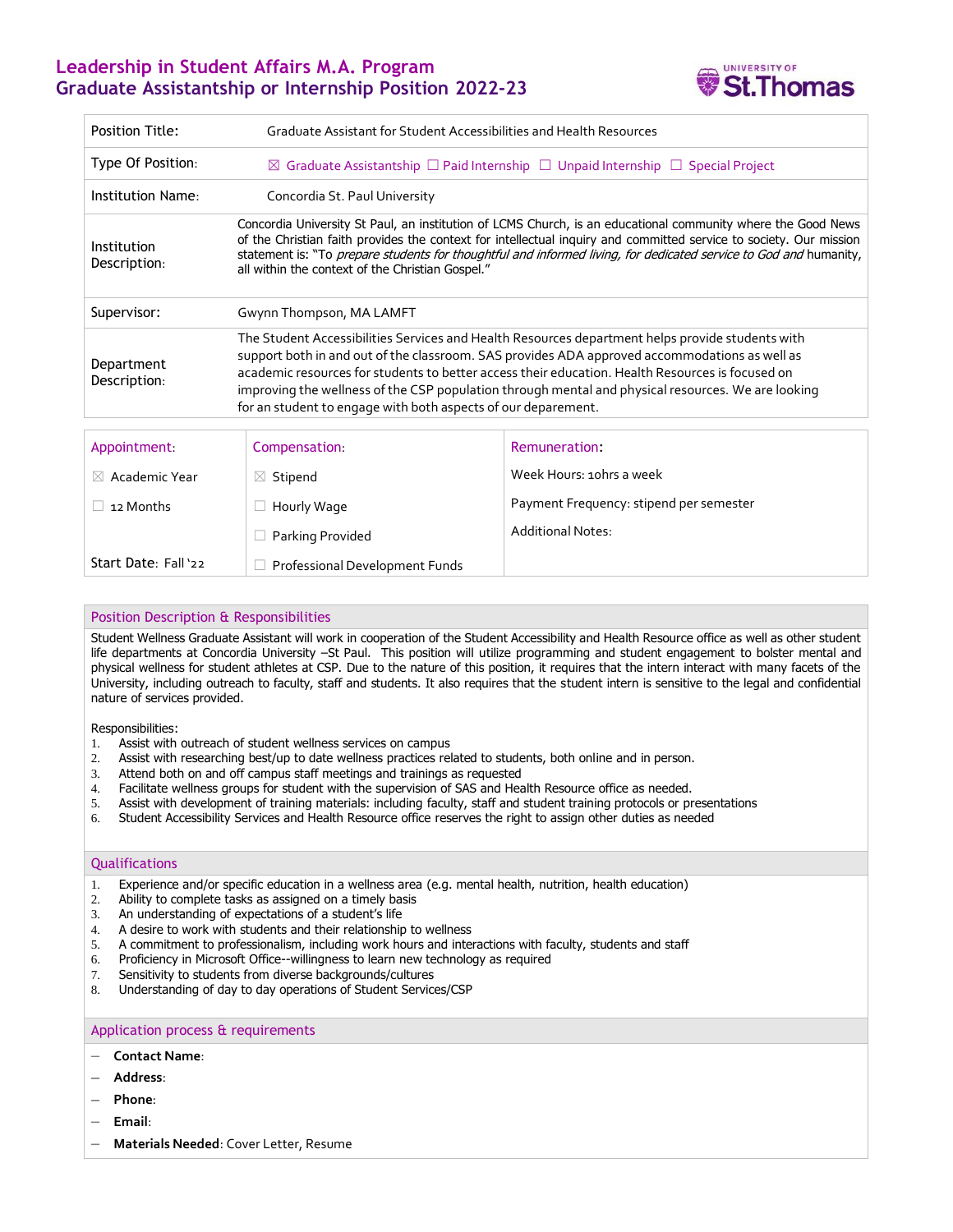# Leadership in Student Affairs M.A. Program
## Graduate Assistantship or Internship Position 2022-23

UNIVERSITY OF St.Thomas

| | |
|---|---|
| Position Title: | Graduate Assistant for Student Accessibilities and Health Resources |
| Type Of Position: | ☒ Graduate Assistantship ☐ Paid Internship ☐ Unpaid Internship ☐ Special Project |
| Institution Name: | Concordia St. Paul University |
| Institution Description: | Concordia University St Paul, an institution of LCMS Church, is an educational community where the Good News of the Christian faith provides the context for intellectual inquiry and committed service to society. Our mission statement is: "To *prepare students for thoughtful and informed living, for dedicated service to God and* humanity, all within the context of the Christian Gospel." |
| Supervisor: | Gwynn Thompson, MA LAMFT |
| Department Description: | The Student Accessibilities Services and Health Resources department helps provide students with support both in and out of the classroom. SAS provides ADA approved accommodations as well as academic resources for students to better access their education. Health Resources is focused on improving the wellness of the CSP population through mental and physical resources. We are looking for an student to engage with both aspects of our deparement. |

| Appointment: | Compensation: | Remuneration: |
|---|---|---|
| ☒ Academic Year | ☒ Stipend | Week Hours: 10hrs a week |
| ☐ 12 Months | ☐ Hourly Wage | Payment Frequency: stipend per semester |
| | ☐ Parking Provided | Additional Notes: |
| Start Date: Fall '22 | ☐ Professional Development Funds | |

## Position Description & Responsibilities

Student Wellness Graduate Assistant will work in cooperation of the Student Accessibility and Health Resource office as well as other student life departments at Concordia University –St Paul. This position will utilize programming and student engagement to bolster mental and physical wellness for student athletes at CSP. Due to the nature of this position, it requires that the intern interact with many facets of the University, including outreach to faculty, staff and students. It also requires that the student intern is sensitive to the legal and confidential nature of services provided.

Responsibilities:

1. Assist with outreach of student wellness services on campus
2. Assist with researching best/up to date wellness practices related to students, both online and in person.
3. Attend both on and off campus staff meetings and trainings as requested
4. Facilitate wellness groups for student with the supervision of SAS and Health Resource office as needed.
5. Assist with development of training materials: including faculty, staff and student training protocols or presentations
6. Student Accessibility Services and Health Resource office reserves the right to assign other duties as needed

## Qualifications

1. Experience and/or specific education in a wellness area (e.g. mental health, nutrition, health education)
2. Ability to complete tasks as assigned on a timely basis
3. An understanding of expectations of a student's life
4. A desire to work with students and their relationship to wellness
5. A commitment to professionalism, including work hours and interactions with faculty, students and staff
6. Proficiency in Microsoft Office--willingness to learn new technology as required
7. Sensitivity to students from diverse backgrounds/cultures
8. Understanding of day to day operations of Student Services/CSP

## Application process & requirements

- **Contact Name**:
- **Address**:
- **Phone**:
- **Email**:
- **Materials Needed**: Cover Letter, Resume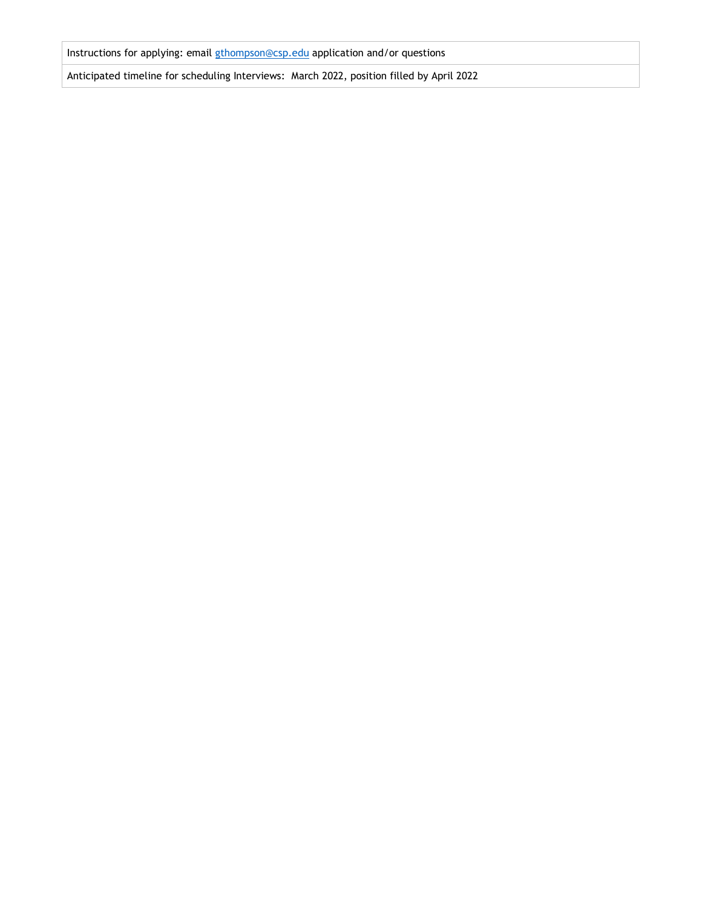| |
|---|
| Instructions for applying: email [gthompson@csp.edu](mailto:gthompson@csp.edu) application and/or questions |
| Anticipated timeline for scheduling Interviews: March 2022, position filled by April 2022 |